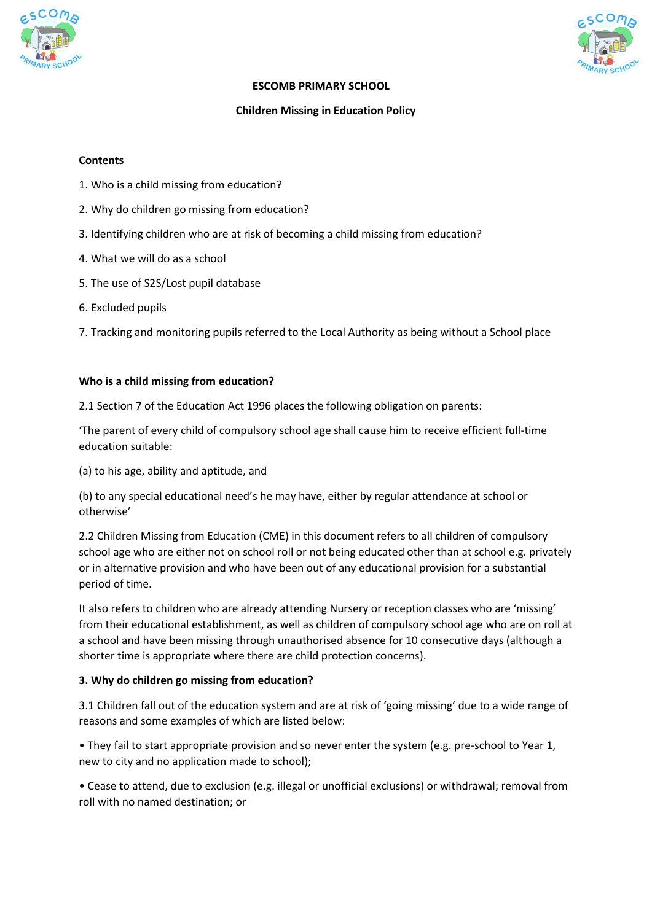# ESCOMB PRIMARY SCHOOL

## Children Missing in Education Policy

**Contents**

1. Who is a child missing from education?
2. Why do children go missing from education?
3. Identifying children who are at risk of becoming a child missing from education?
4. What we will do as a school
5. The use of S2S/Lost pupil database
6. Excluded pupils
7. Tracking and monitoring pupils referred to the Local Authority as being without a School place

### Who is a child missing from education?

2.1 Section 7 of the Education Act 1996 places the following obligation on parents:

'The parent of every child of compulsory school age shall cause him to receive efficient full-time education suitable:

(a) to his age, ability and aptitude, and

(b) to any special educational need's he may have, either by regular attendance at school or otherwise'

2.2 Children Missing from Education (CME) in this document refers to all children of compulsory school age who are either not on school roll or not being educated other than at school e.g. privately or in alternative provision and who have been out of any educational provision for a substantial period of time.

It also refers to children who are already attending Nursery or reception classes who are 'missing' from their educational establishment, as well as children of compulsory school age who are on roll at a school and have been missing through unauthorised absence for 10 consecutive days (although a shorter time is appropriate where there are child protection concerns).

### 3. Why do children go missing from education?

3.1 Children fall out of the education system and are at risk of 'going missing' due to a wide range of reasons and some examples of which are listed below:

• They fail to start appropriate provision and so never enter the system (e.g. pre-school to Year 1, new to city and no application made to school);

• Cease to attend, due to exclusion (e.g. illegal or unofficial exclusions) or withdrawal; removal from roll with no named destination; or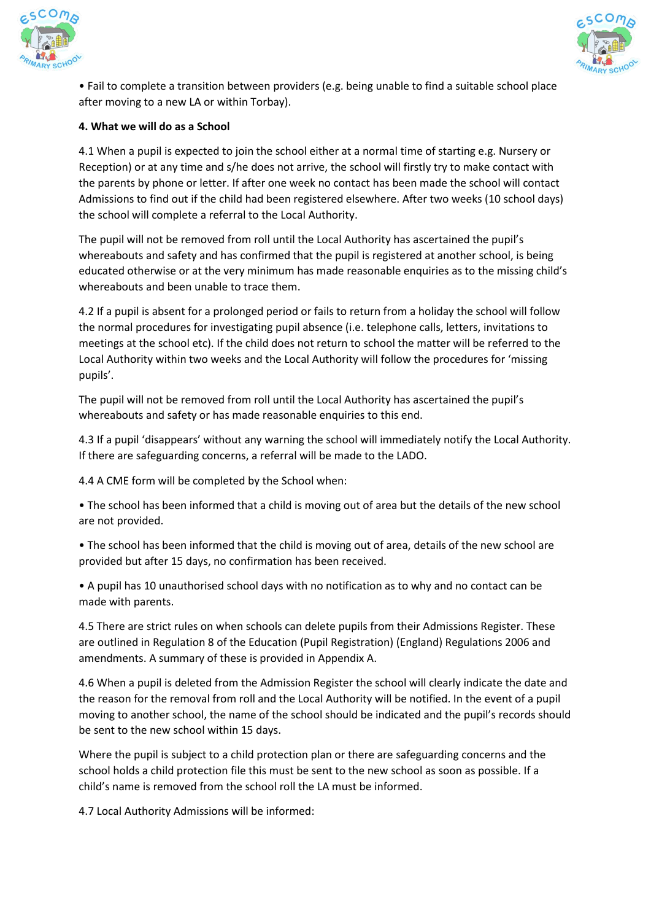- Fail to complete a transition between providers (e.g. being unable to find a suitable school place after moving to a new LA or within Torbay).

**4. What we will do as a School**

4.1 When a pupil is expected to join the school either at a normal time of starting e.g. Nursery or Reception) or at any time and s/he does not arrive, the school will firstly try to make contact with the parents by phone or letter. If after one week no contact has been made the school will contact Admissions to find out if the child had been registered elsewhere. After two weeks (10 school days) the school will complete a referral to the Local Authority.

The pupil will not be removed from roll until the Local Authority has ascertained the pupil's whereabouts and safety and has confirmed that the pupil is registered at another school, is being educated otherwise or at the very minimum has made reasonable enquiries as to the missing child's whereabouts and been unable to trace them.

4.2 If a pupil is absent for a prolonged period or fails to return from a holiday the school will follow the normal procedures for investigating pupil absence (i.e. telephone calls, letters, invitations to meetings at the school etc). If the child does not return to school the matter will be referred to the Local Authority within two weeks and the Local Authority will follow the procedures for 'missing pupils'.

The pupil will not be removed from roll until the Local Authority has ascertained the pupil's whereabouts and safety or has made reasonable enquiries to this end.

4.3 If a pupil 'disappears' without any warning the school will immediately notify the Local Authority. If there are safeguarding concerns, a referral will be made to the LADO.

4.4 A CME form will be completed by the School when:

- The school has been informed that a child is moving out of area but the details of the new school are not provided.
- The school has been informed that the child is moving out of area, details of the new school are provided but after 15 days, no confirmation has been received.
- A pupil has 10 unauthorised school days with no notification as to why and no contact can be made with parents.

4.5 There are strict rules on when schools can delete pupils from their Admissions Register. These are outlined in Regulation 8 of the Education (Pupil Registration) (England) Regulations 2006 and amendments. A summary of these is provided in Appendix A.

4.6 When a pupil is deleted from the Admission Register the school will clearly indicate the date and the reason for the removal from roll and the Local Authority will be notified. In the event of a pupil moving to another school, the name of the school should be indicated and the pupil's records should be sent to the new school within 15 days.

Where the pupil is subject to a child protection plan or there are safeguarding concerns and the school holds a child protection file this must be sent to the new school as soon as possible. If a child's name is removed from the school roll the LA must be informed.

4.7 Local Authority Admissions will be informed: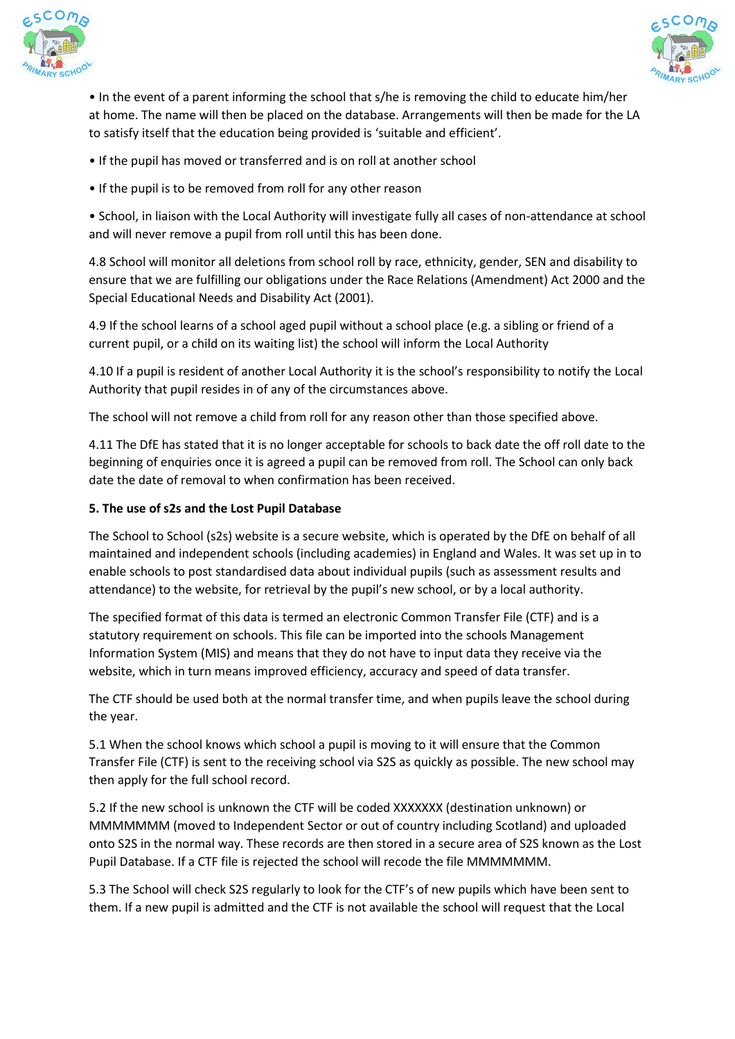- In the event of a parent informing the school that s/he is removing the child to educate him/her at home. The name will then be placed on the database. Arrangements will then be made for the LA to satisfy itself that the education being provided is 'suitable and efficient'.

- If the pupil has moved or transferred and is on roll at another school

- If the pupil is to be removed from roll for any other reason

- School, in liaison with the Local Authority will investigate fully all cases of non-attendance at school and will never remove a pupil from roll until this has been done.

4.8 School will monitor all deletions from school roll by race, ethnicity, gender, SEN and disability to ensure that we are fulfilling our obligations under the Race Relations (Amendment) Act 2000 and the Special Educational Needs and Disability Act (2001).

4.9 If the school learns of a school aged pupil without a school place (e.g. a sibling or friend of a current pupil, or a child on its waiting list) the school will inform the Local Authority

4.10 If a pupil is resident of another Local Authority it is the school's responsibility to notify the Local Authority that pupil resides in of any of the circumstances above.

The school will not remove a child from roll for any reason other than those specified above.

4.11 The DfE has stated that it is no longer acceptable for schools to back date the off roll date to the beginning of enquiries once it is agreed a pupil can be removed from roll. The School can only back date the date of removal to when confirmation has been received.

**5. The use of s2s and the Lost Pupil Database**

The School to School (s2s) website is a secure website, which is operated by the DfE on behalf of all maintained and independent schools (including academies) in England and Wales. It was set up in to enable schools to post standardised data about individual pupils (such as assessment results and attendance) to the website, for retrieval by the pupil's new school, or by a local authority.

The specified format of this data is termed an electronic Common Transfer File (CTF) and is a statutory requirement on schools. This file can be imported into the schools Management Information System (MIS) and means that they do not have to input data they receive via the website, which in turn means improved efficiency, accuracy and speed of data transfer.

The CTF should be used both at the normal transfer time, and when pupils leave the school during the year.

5.1 When the school knows which school a pupil is moving to it will ensure that the Common Transfer File (CTF) is sent to the receiving school via S2S as quickly as possible. The new school may then apply for the full school record.

5.2 If the new school is unknown the CTF will be coded XXXXXXX (destination unknown) or MMMMMMM (moved to Independent Sector or out of country including Scotland) and uploaded onto S2S in the normal way. These records are then stored in a secure area of S2S known as the Lost Pupil Database. If a CTF file is rejected the school will recode the file MMMMMMM.

5.3 The School will check S2S regularly to look for the CTF's of new pupils which have been sent to them. If a new pupil is admitted and the CTF is not available the school will request that the Local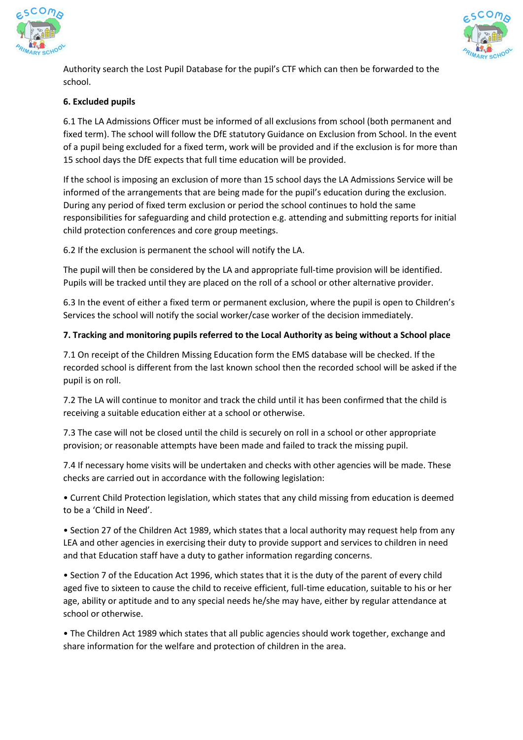Authority search the Lost Pupil Database for the pupil's CTF which can then be forwarded to the school.

**6. Excluded pupils**

6.1 The LA Admissions Officer must be informed of all exclusions from school (both permanent and fixed term). The school will follow the DfE statutory Guidance on Exclusion from School. In the event of a pupil being excluded for a fixed term, work will be provided and if the exclusion is for more than 15 school days the DfE expects that full time education will be provided.

If the school is imposing an exclusion of more than 15 school days the LA Admissions Service will be informed of the arrangements that are being made for the pupil's education during the exclusion. During any period of fixed term exclusion or period the school continues to hold the same responsibilities for safeguarding and child protection e.g. attending and submitting reports for initial child protection conferences and core group meetings.

6.2 If the exclusion is permanent the school will notify the LA.

The pupil will then be considered by the LA and appropriate full-time provision will be identified. Pupils will be tracked until they are placed on the roll of a school or other alternative provider.

6.3 In the event of either a fixed term or permanent exclusion, where the pupil is open to Children's Services the school will notify the social worker/case worker of the decision immediately.

**7. Tracking and monitoring pupils referred to the Local Authority as being without a School place**

7.1 On receipt of the Children Missing Education form the EMS database will be checked. If the recorded school is different from the last known school then the recorded school will be asked if the pupil is on roll.

7.2 The LA will continue to monitor and track the child until it has been confirmed that the child is receiving a suitable education either at a school or otherwise.

7.3 The case will not be closed until the child is securely on roll in a school or other appropriate provision; or reasonable attempts have been made and failed to track the missing pupil.

7.4 If necessary home visits will be undertaken and checks with other agencies will be made. These checks are carried out in accordance with the following legislation:

- Current Child Protection legislation, which states that any child missing from education is deemed to be a 'Child in Need'.
- Section 27 of the Children Act 1989, which states that a local authority may request help from any LEA and other agencies in exercising their duty to provide support and services to children in need and that Education staff have a duty to gather information regarding concerns.
- Section 7 of the Education Act 1996, which states that it is the duty of the parent of every child aged five to sixteen to cause the child to receive efficient, full-time education, suitable to his or her age, ability or aptitude and to any special needs he/she may have, either by regular attendance at school or otherwise.
- The Children Act 1989 which states that all public agencies should work together, exchange and share information for the welfare and protection of children in the area.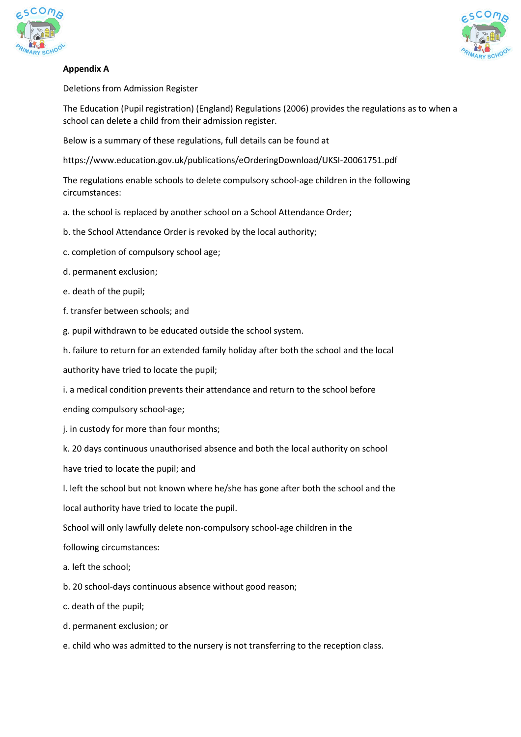**Appendix A**

Deletions from Admission Register

The Education (Pupil registration) (England) Regulations (2006) provides the regulations as to when a school can delete a child from their admission register.

Below is a summary of these regulations, full details can be found at

https://www.education.gov.uk/publications/eOrderingDownload/UKSI-20061751.pdf

The regulations enable schools to delete compulsory school-age children in the following circumstances:

a. the school is replaced by another school on a School Attendance Order;

b. the School Attendance Order is revoked by the local authority;

c. completion of compulsory school age;

d. permanent exclusion;

e. death of the pupil;

f. transfer between schools; and

g. pupil withdrawn to be educated outside the school system.

h. failure to return for an extended family holiday after both the school and the local authority have tried to locate the pupil;

i. a medical condition prevents their attendance and return to the school before ending compulsory school-age;

j. in custody for more than four months;

k. 20 days continuous unauthorised absence and both the local authority on school have tried to locate the pupil; and

l. left the school but not known where he/she has gone after both the school and the local authority have tried to locate the pupil.

School will only lawfully delete non-compulsory school-age children in the following circumstances:

a. left the school;

b. 20 school-days continuous absence without good reason;

c. death of the pupil;

d. permanent exclusion; or

e. child who was admitted to the nursery is not transferring to the reception class.